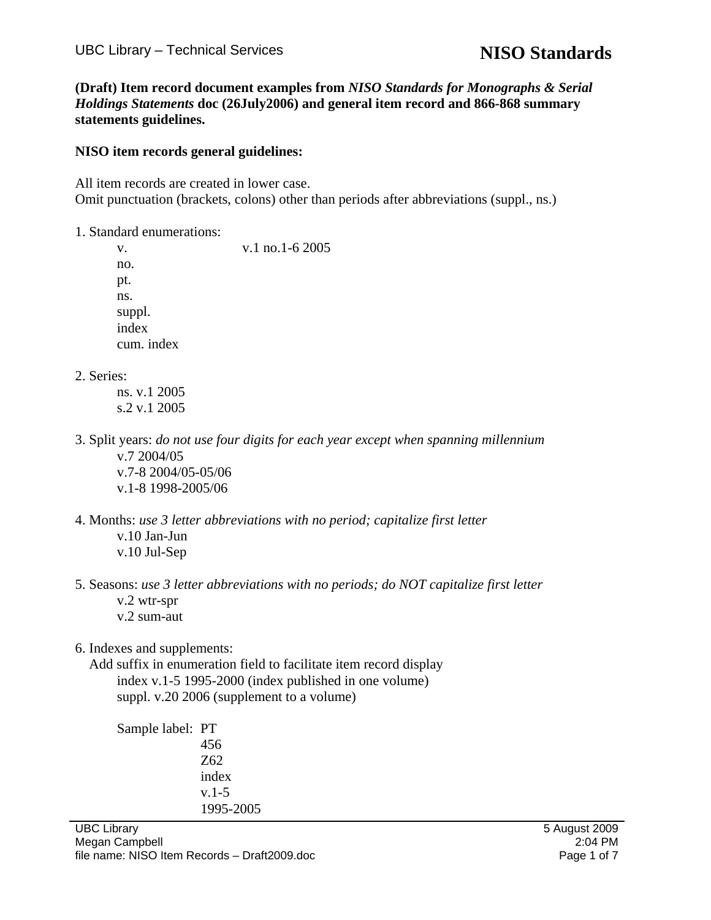**(Draft) Item record document examples from *NISO Standards for Monographs & Serial Holdings Statements* doc (26July2006) and general item record and 866-868 summary statements guidelines.**

**NISO item records general guidelines:**

All item records are created in lower case.
Omit punctuation (brackets, colons) other than periods after abbreviations (suppl., ns.)

1. Standard enumerations:

   v. v.1 no.1-6 2005
   no.
   pt.
   ns.
   suppl.
   index
   cum. index

2. Series:

   ns. v.1 2005
   s.2 v.1 2005

3. Split years: *do not use four digits for each year except when spanning millennium*

   v.7 2004/05
   v.7-8 2004/05-05/06
   v.1-8 1998-2005/06

4. Months: *use 3 letter abbreviations with no period; capitalize first letter*

   v.10 Jan-Jun
   v.10 Jul-Sep

5. Seasons: *use 3 letter abbreviations with no periods; do NOT capitalize first letter*

   v.2 wtr-spr
   v.2 sum-aut

6. Indexes and supplements:

   Add suffix in enumeration field to facilitate item record display

   index v.1-5 1995-2000 (index published in one volume)
   suppl. v.20 2006 (supplement to a volume)

   Sample label: PT
   456
   Z62
   index
   v.1-5
   1995-2005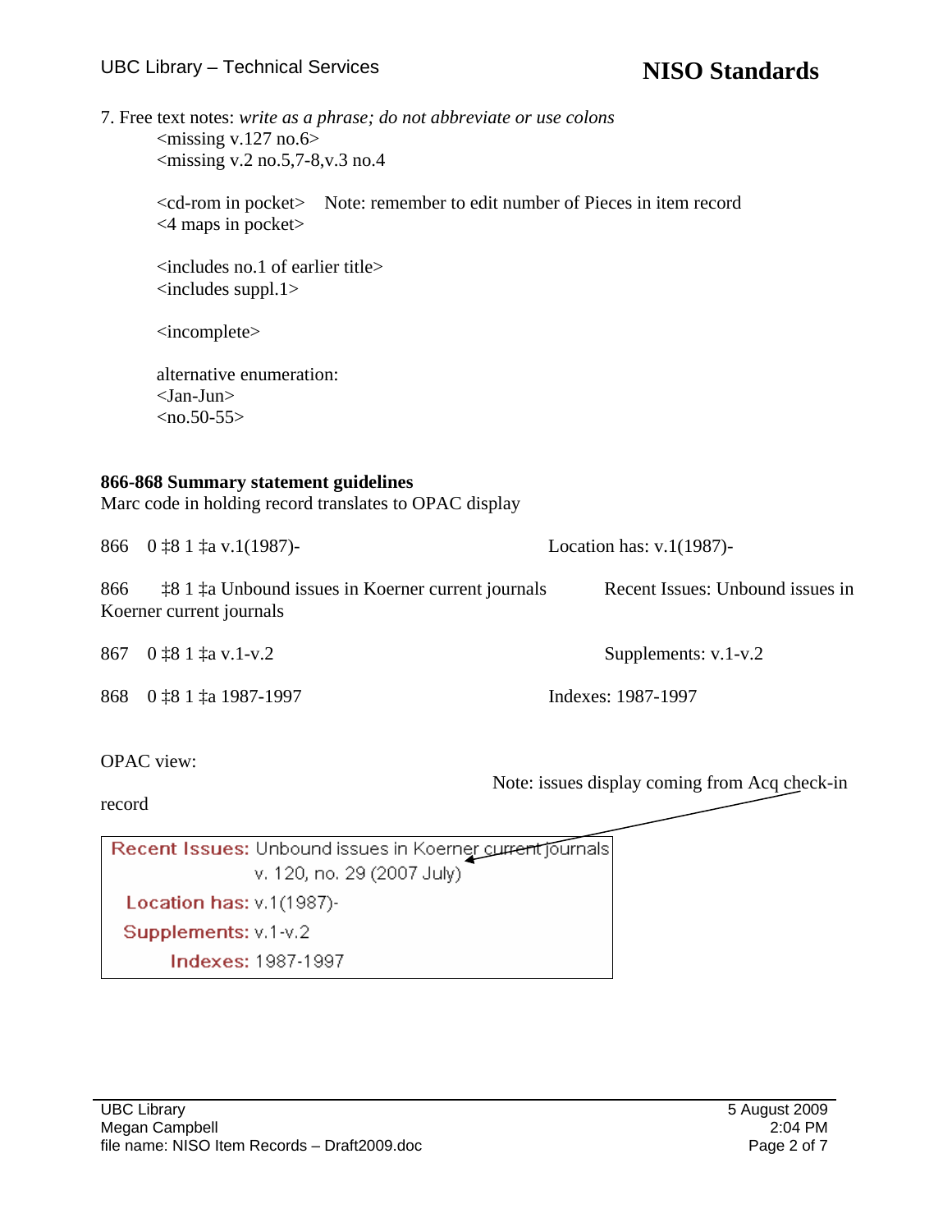7. Free text notes: *write as a phrase; do not abbreviate or use colons*

<missing v.127 no.6>
<missing v.2 no.5,7-8,v.3 no.4

<cd-rom in pocket>    Note: remember to edit number of Pieces in item record
<4 maps in pocket>

<includes no.1 of earlier title>
<includes suppl.1>

<incomplete>

alternative enumeration:
<Jan-Jun>
<no.50-55>

**866-868 Summary statement guidelines**

Marc code in holding record translates to OPAC display

| Marc code in holding record | OPAC display |
|---|---|
| 866 0 ‡8 1 ‡a v.1(1987)- | Location has: v.1(1987)- |
| 866 ‡8 1 ‡a Unbound issues in Koerner current journals | Recent Issues: Unbound issues in Koerner current journals |
| 867 0 ‡8 1 ‡a v.1-v.2 | Supplements: v.1-v.2 |
| 868 0 ‡8 1 ‡a 1987-1997 | Indexes: 1987-1997 |

OPAC view:

Note: issues display coming from Acq check-in record

| | |
|---|---|
| **Recent Issues:** | Unbound issues in Koerner current journals |
| | v. 120, no. 29 (2007 July) |
| **Location has:** | v.1(1987)- |
| **Supplements:** | v.1-v.2 |
| **Indexes:** | 1987-1997 |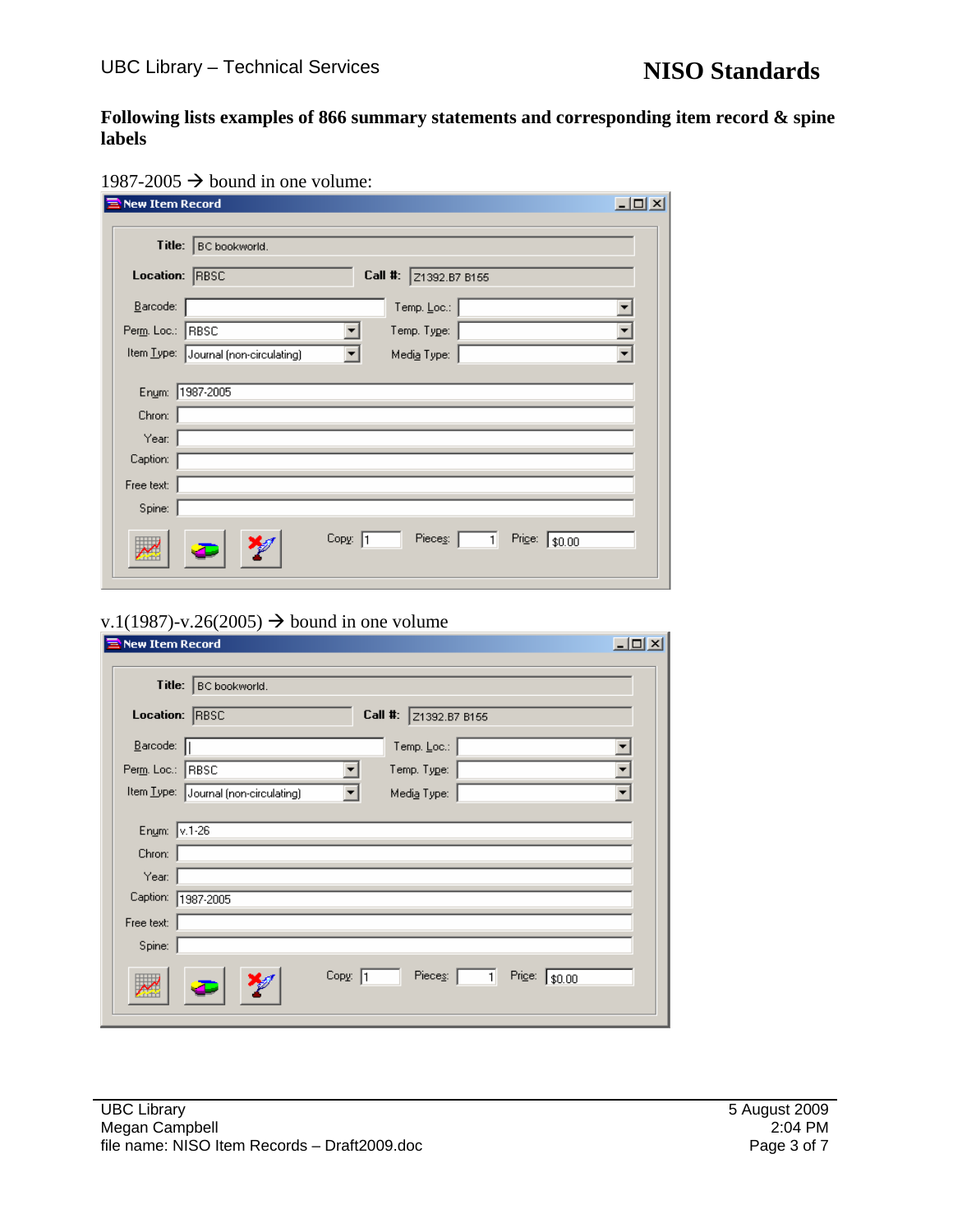**Following lists examples of 866 summary statements and corresponding item record & spine labels**

1987-2005 → bound in one volume:

**New Item Record**

| Field | Value |
|---|---|
| Title: | BC bookworld. |
| Location: | RBSC |
| Call #: | Z1392.B7 B155 |
| Barcode: | |
| Temp. Loc.: | |
| Perm. Loc.: | RBSC |
| Temp. Type: | |
| Item Type: | Journal (non-circulating) |
| Media Type: | |
| Enum: | 1987-2005 |
| Chron: | |
| Year: | |
| Caption: | |
| Free text: | |
| Spine: | |
| Copy: | 1 |
| Pieces: | 1 |
| Price: | $0.00 |

v.1(1987)-v.26(2005) → bound in one volume

**New Item Record**

| Field | Value |
|---|---|
| Title: | BC bookworld. |
| Location: | RBSC |
| Call #: | Z1392.B7 B155 |
| Barcode: | |
| Temp. Loc.: | |
| Perm. Loc.: | RBSC |
| Temp. Type: | |
| Item Type: | Journal (non-circulating) |
| Media Type: | |
| Enum: | v.1-26 |
| Chron: | |
| Year: | |
| Caption: | 1987-2005 |
| Free text: | |
| Spine: | |
| Copy: | 1 |
| Pieces: | 1 |
| Price: | $0.00 |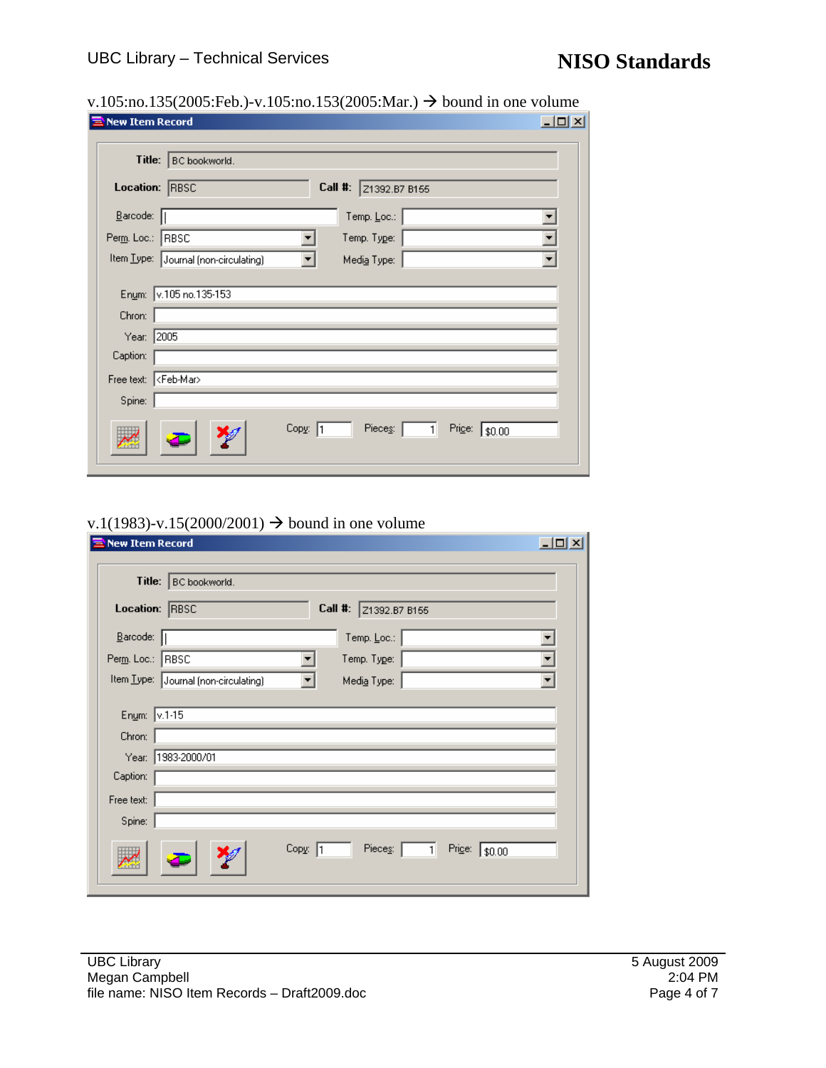v.105:no.135(2005:Feb.)-v.105:no.153(2005:Mar.) → bound in one volume

**New Item Record**

| Field | Value |
|---|---|
| Title: | BC bookworld. |
| Location: | RBSC |
| Call #: | Z1392.B7 B155 |
| Barcode: | \| |
| Temp. Loc.: | |
| Perm. Loc.: | RBSC |
| Temp. Type: | |
| Item Type: | Journal (non-circulating) |
| Media Type: | |
| Enum: | v.105 no.135-153 |
| Chron: | |
| Year: | 2005 |
| Caption: | |
| Free text: | <Feb-Mar> |
| Spine: | |
| Copy: | 1 |
| Pieces: | 1 |
| Price: | $0.00 |

v.1(1983)-v.15(2000/2001) → bound in one volume

**New Item Record**

| Field | Value |
|---|---|
| Title: | BC bookworld. |
| Location: | RBSC |
| Call #: | Z1392.B7 B155 |
| Barcode: | \| |
| Temp. Loc.: | |
| Perm. Loc.: | RBSC |
| Temp. Type: | |
| Item Type: | Journal (non-circulating) |
| Media Type: | |
| Enum: | v.1-15 |
| Chron: | |
| Year: | 1983-2000/01 |
| Caption: | |
| Free text: | |
| Spine: | |
| Copy: | 1 |
| Pieces: | 1 |
| Price: | $0.00 |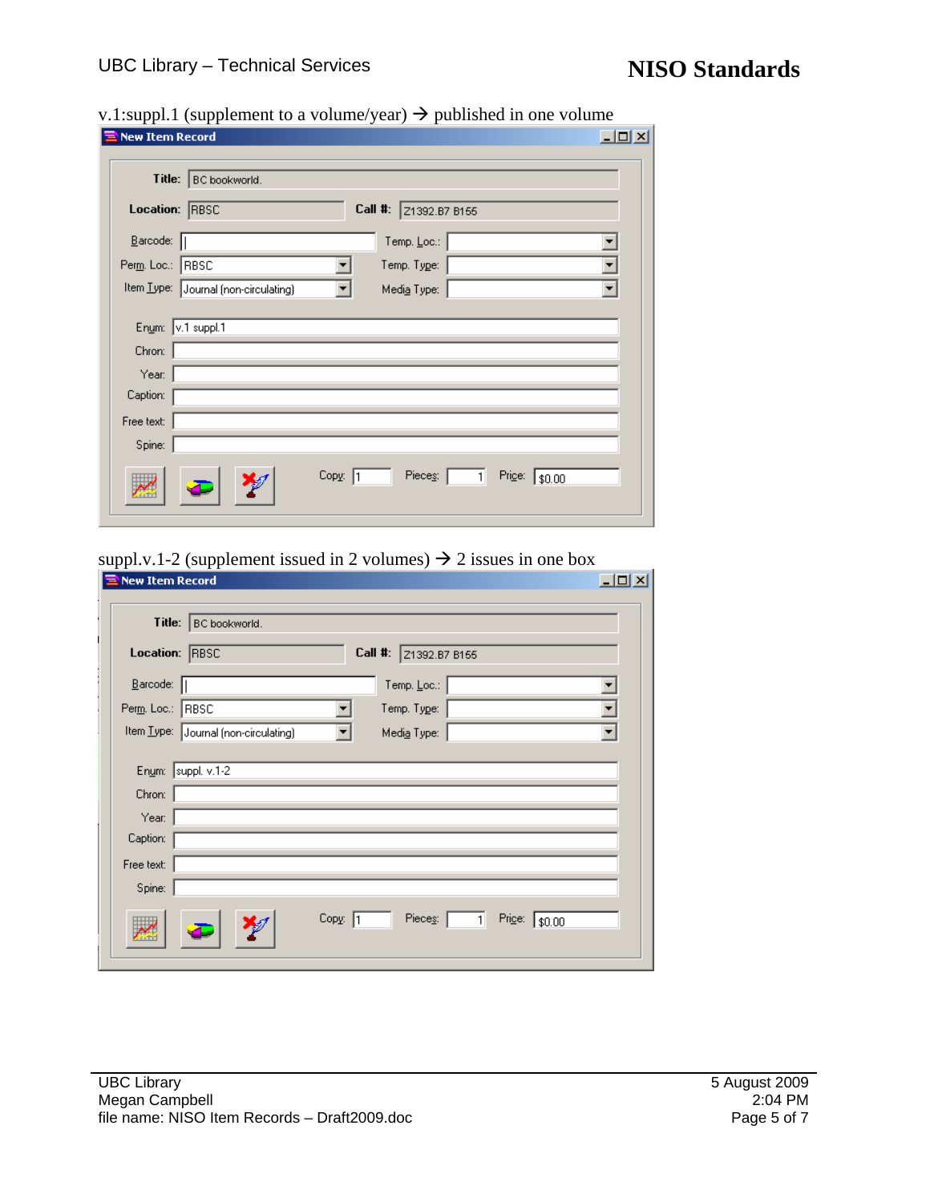v.1:suppl.1 (supplement to a volume/year) → published in one volume

**New Item Record**

| | | | |
|---|---|---|---|
| **Title:** | BC bookworld. | | |
| **Location:** | RBSC | **Call #:** | Z1392.B7 B165 |
| Barcode: | | Temp. Loc.: | |
| Perm. Loc.: | RBSC | Temp. Type: | |
| Item Type: | Journal (non-circulating) | Media Type: | |

| | |
|---|---|
| Enum: | v.1 suppl.1 |
| Chron: | |
| Year: | |
| Caption: | |
| Free text: | |
| Spine: | |

Copy: 1 Pieces: 1 Price: $0.00

suppl.v.1-2 (supplement issued in 2 volumes) → 2 issues in one box

**New Item Record**

| | | | |
|---|---|---|---|
| **Title:** | BC bookworld. | | |
| **Location:** | RBSC | **Call #:** | Z1392.B7 B165 |
| Barcode: | | Temp. Loc.: | |
| Perm. Loc.: | RBSC | Temp. Type: | |
| Item Type: | Journal (non-circulating) | Media Type: | |

| | |
|---|---|
| Enum: | suppl. v.1-2 |
| Chron: | |
| Year: | |
| Caption: | |
| Free text: | |
| Spine: | |

Copy: 1 Pieces: 1 Price: $0.00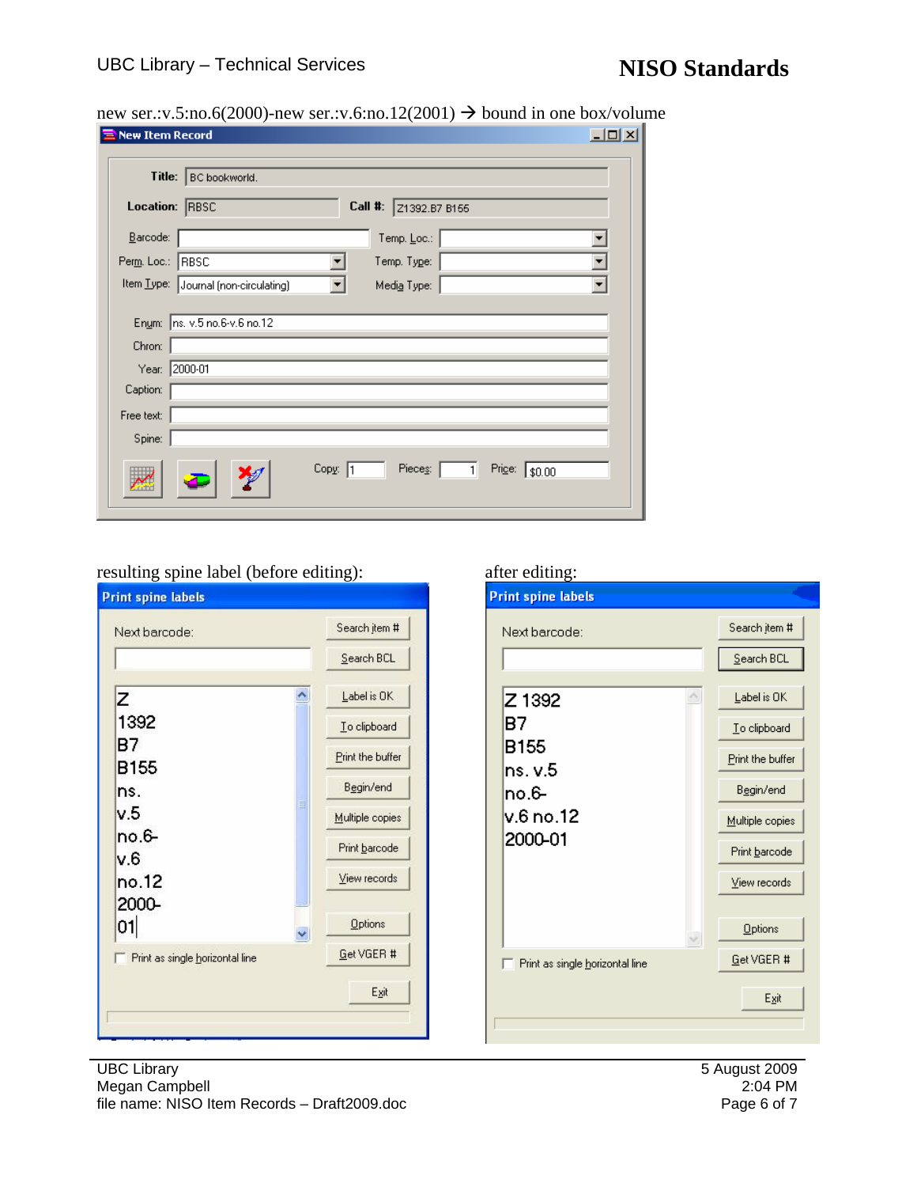new ser.:v.5:no.6(2000)-new ser.:v.6:no.12(2001) → bound in one box/volume

**New Item Record**

Title: BC bookworld.

Location: RBSC    Call #: Z1392.B7 B155

Barcode:    Temp. Loc.:

Perm. Loc.: RBSC    Temp. Type:

Item Type: Journal (non-circulating)    Media Type:

Enum: ns. v.5 no.6-v.6 no.12

Chron:

Year: 2000-01

Caption:

Free text:

Spine:

Copy: 1    Pieces: 1    Price: $0.00

resulting spine label (before editing):

**Print spine labels**

Next barcode:

```
Z
1392
B7
B155
ns.
v.5
no.6-
v.6
no.12
2000-
01
```

Print as single horizontal line

Search item # | Search BCL | Label is OK | To clipboard | Print the buffer | Begin/end | Multiple copies | Print barcode | View records | Options | Get VGER # | Exit

after editing:

**Print spine labels**

Next barcode:

```
Z 1392
B7
B155
ns. v.5
no.6-
v.6 no.12
2000-01
```

Print as single horizontal line

Search item # | Search BCL | Label is OK | To clipboard | Print the buffer | Begin/end | Multiple copies | Print barcode | View records | Options | Get VGER # | Exit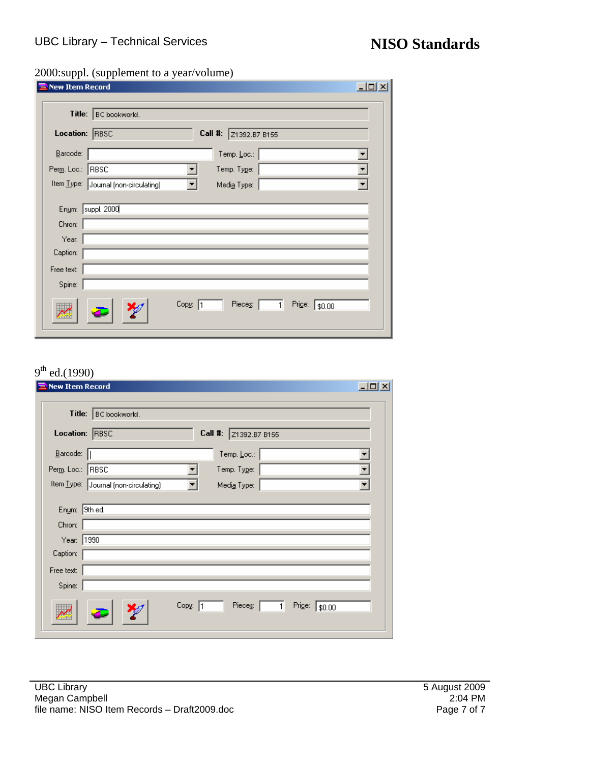2000:suppl. (supplement to a year/volume)

**New Item Record**

**Title:** BC bookworld.

**Location:** RBSC **Call #:** Z1392.B7 B155

Barcode: 
Temp. Loc.: 
Perm. Loc.: RBSC
Temp. Type: 
Item Type: Journal (non-circulating)
Media Type: 

Enum: suppl. 2000
Chron: 
Year: 
Caption: 
Free text: 
Spine: 

Copy: 1 Pieces: 1 Price: $0.00

9th ed.(1990)

**New Item Record**

**Title:** BC bookworld.

**Location:** RBSC **Call #:** Z1392.B7 B155

Barcode: 
Temp. Loc.: 
Perm. Loc.: RBSC
Temp. Type: 
Item Type: Journal (non-circulating)
Media Type: 

Enum: 9th ed.
Chron: 
Year: 1990
Caption: 
Free text: 
Spine: 

Copy: 1 Pieces: 1 Price: $0.00